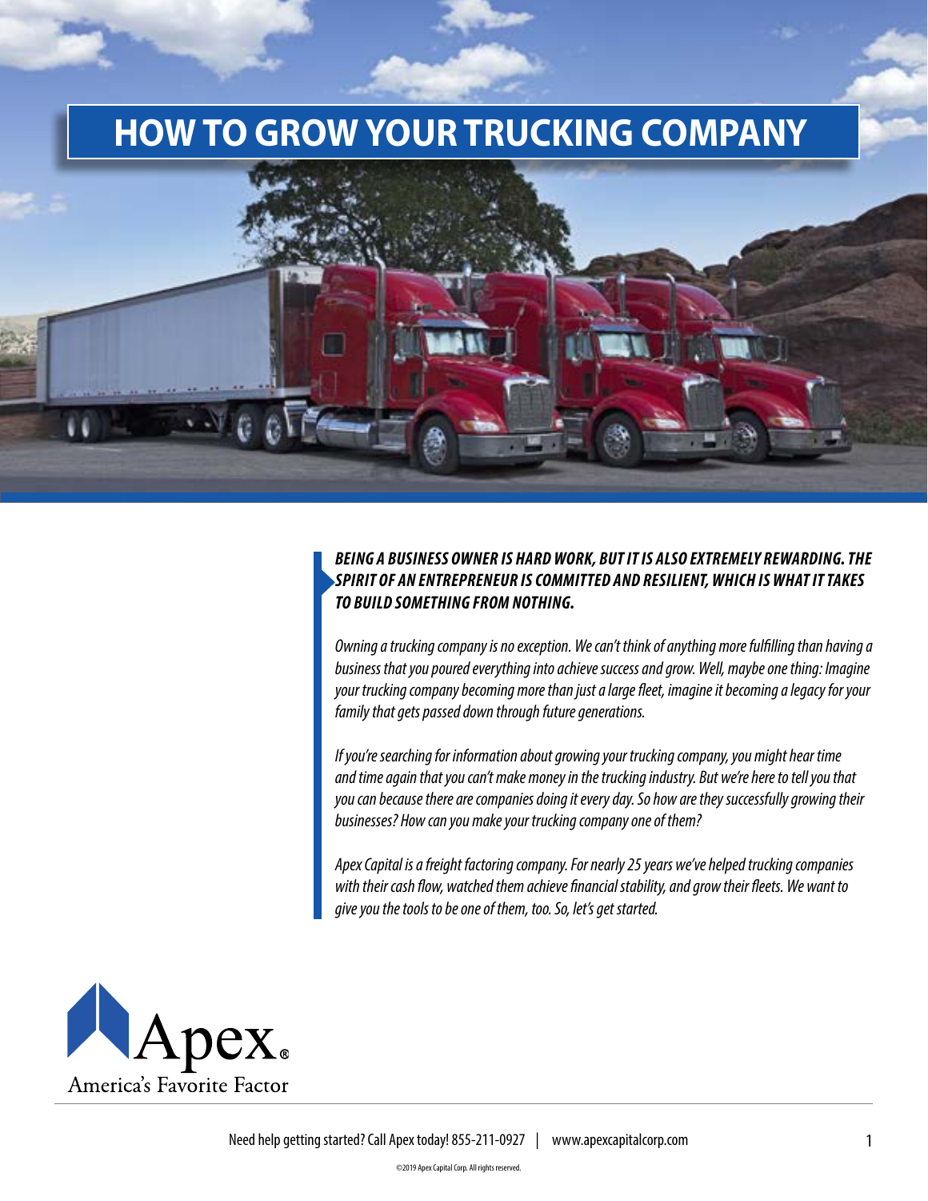# HOW TO GROW YOUR TRUCKING COMPANY

***BEING A BUSINESS OWNER IS HARD WORK, BUT IT IS ALSO EXTREMELY REWARDING. THE SPIRIT OF AN ENTREPRENEUR IS COMMITTED AND RESILIENT, WHICH IS WHAT IT TAKES TO BUILD SOMETHING FROM NOTHING.***

*Owning a trucking company is no exception. We can't think of anything more fulfilling than having a business that you poured everything into achieve success and grow. Well, maybe one thing: Imagine your trucking company becoming more than just a large fleet, imagine it becoming a legacy for your family that gets passed down through future generations.*

*If you're searching for information about growing your trucking company, you might hear time and time again that you can't make money in the trucking industry. But we're here to tell you that you can because there are companies doing it every day. So how are they successfully growing their businesses? How can you make your trucking company one of them?*

*Apex Capital is a freight factoring company. For nearly 25 years we've helped trucking companies with their cash flow, watched them achieve financial stability, and grow their fleets. We want to give you the tools to be one of them, too. So, let's get started.*

Apex® America's Favorite Factor

Need help getting started? Call Apex today! 855-211-0927 | www.apexcapitalcorp.com

©2019 Apex Capital Corp. All rights reserved.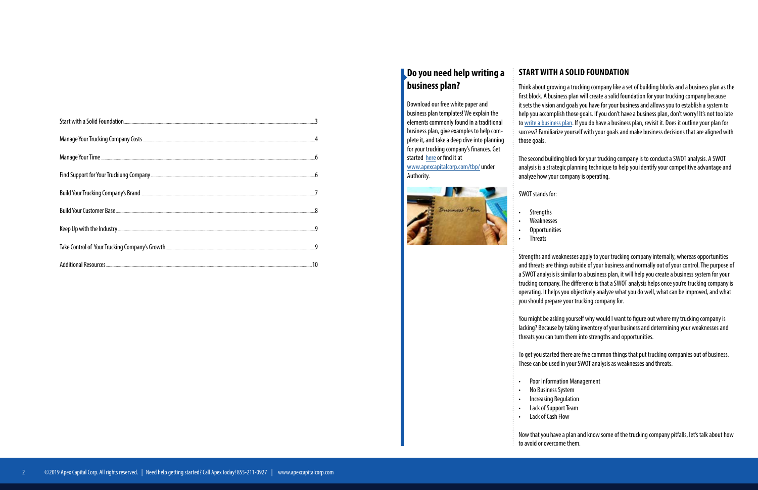| | |
|---|---|
| Start with a Solid Foundation | 3 |
| Manage Your Trucking Company Costs | 4 |
| Manage Your Time | 6 |
| Find Support for Your Truckiung Company | 6 |
| Build Your Trucking Company's Brand | 7 |
| Build Your Customer Base | 8 |
| Keep Up with the Industry | 9 |
| Take Control of Your Trucking Company's Growth | 9 |
| Additional Resources | 10 |

## Do you need help writing a business plan?

Download our free white paper and business plan templates! We explain the elements commonly found in a traditional business plan, give examples to help complete it, and take a deep dive into planning for your trucking company's finances. Get started here or find it at www.apexcapitalcorp.com/tbp/ under Authority.

## START WITH A SOLID FOUNDATION

Think about growing a trucking company like a set of building blocks and a business plan as the first block. A business plan will create a solid foundation for your trucking company because it sets the vision and goals you have for your business and allows you to establish a system to help you accomplish those goals. If you don't have a business plan, don't worry! It's not too late to write a business plan. If you do have a business plan, revisit it. Does it outline your plan for success? Familiarize yourself with your goals and make business decisions that are aligned with those goals.

The second building block for your trucking company is to conduct a SWOT analysis. A SWOT analysis is a strategic planning technique to help you identify your competitive advantage and analyze how your company is operating.

SWOT stands for:

- Strengths
- Weaknesses
- Opportunities
- Threats

Strengths and weaknesses apply to your trucking company internally, whereas opportunities and threats are things outside of your business and normally out of your control. The purpose of a SWOT analysis is similar to a business plan, it will help you create a business system for your trucking company. The difference is that a SWOT analysis helps once you're trucking company is operating. It helps you objectively analyze what you do well, what can be improved, and what you should prepare your trucking company for.

You might be asking yourself why would I want to figure out where my trucking company is lacking? Because by taking inventory of your business and determining your weaknesses and threats you can turn them into strengths and opportunities.

To get you started there are five common things that put trucking companies out of business. These can be used in your SWOT analysis as weaknesses and threats.

- Poor Information Management
- No Business System
- Increasing Regulation
- Lack of Support Team
- Lack of Cash Flow

Now that you have a plan and know some of the trucking company pitfalls, let's talk about how to avoid or overcome them.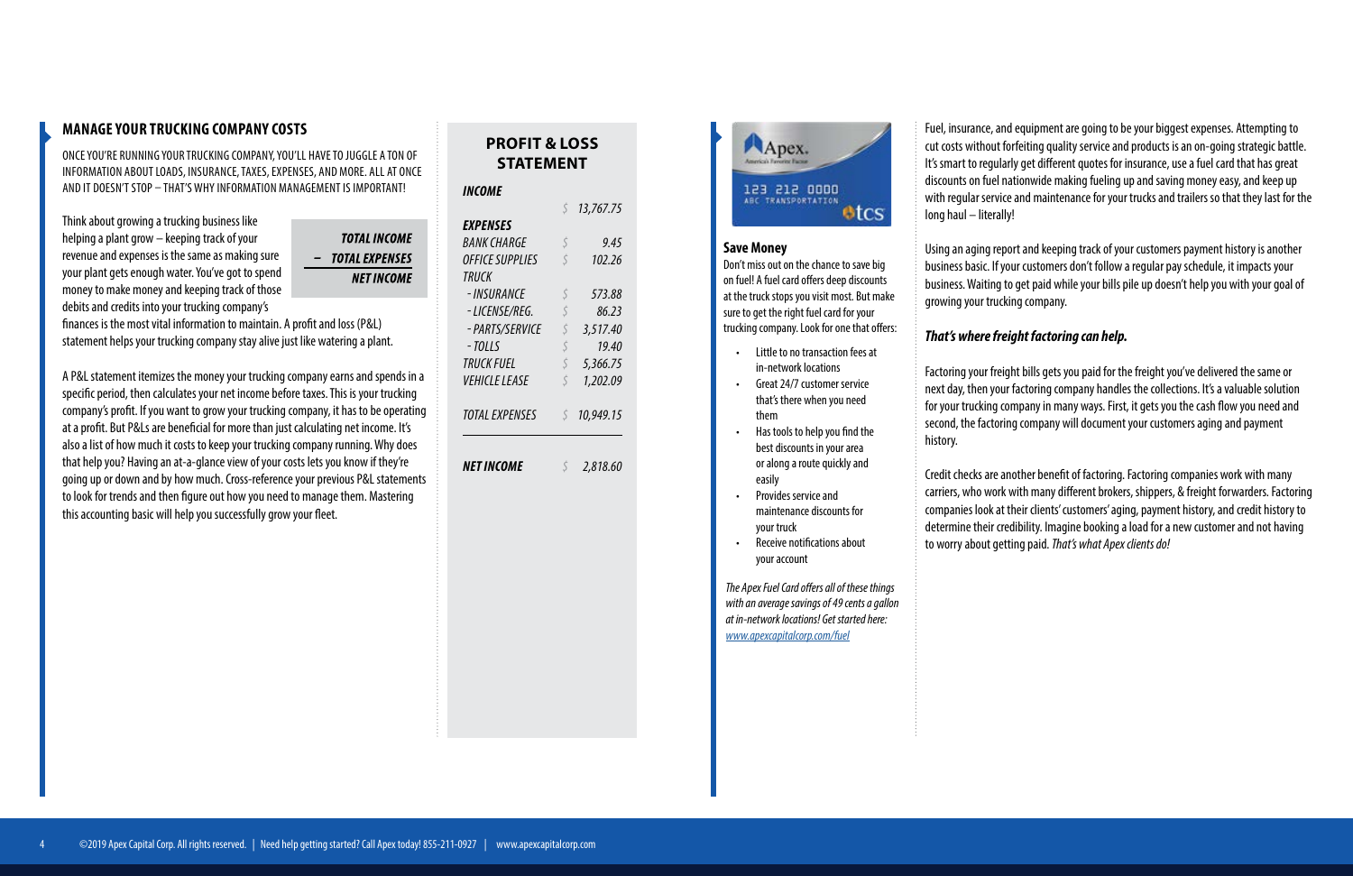## MANAGE YOUR TRUCKING COMPANY COSTS

ONCE YOU'RE RUNNING YOUR TRUCKING COMPANY, YOU'LL HAVE TO JUGGLE A TON OF INFORMATION ABOUT LOADS, INSURANCE, TAXES, EXPENSES, AND MORE. ALL AT ONCE AND IT DOESN'T STOP – THAT'S WHY INFORMATION MANAGEMENT IS IMPORTANT!

Think about growing a trucking business like helping a plant grow – keeping track of your revenue and expenses is the same as making sure your plant gets enough water. You've got to spend money to make money and keeping track of those debits and credits into your trucking company's finances is the most vital information to maintain. A profit and loss (P&L) statement helps your trucking company stay alive just like watering a plant.

***TOTAL INCOME***
***– TOTAL EXPENSES***
***NET INCOME***

A P&L statement itemizes the money your trucking company earns and spends in a specific period, then calculates your net income before taxes. This is your trucking company's profit. If you want to grow your trucking company, it has to be operating at a profit. But P&Ls are beneficial for more than just calculating net income. It's also a list of how much it costs to keep your trucking company running. Why does that help you? Having an at-a-glance view of your costs lets you know if they're going up or down and by how much. Cross-reference your previous P&L statements to look for trends and then figure out how you need to manage them. Mastering this accounting basic will help you successfully grow your fleet.

### PROFIT & LOSS STATEMENT

| | | |
|---|---|---|
| ***INCOME*** | | |
| | $ | *13,767.75* |
| ***EXPENSES*** | | |
| *BANK CHARGE* | $ | *9.45* |
| *OFFICE SUPPLIES* | $ | *102.26* |
| *TRUCK* | | |
| *- INSURANCE* | $ | *573.88* |
| *- LICENSE/REG.* | $ | *86.23* |
| *- PARTS/SERVICE* | $ | *3,517.40* |
| *- TOLLS* | $ | *19.40* |
| *TRUCK FUEL* | $ | *5,366.75* |
| *VEHICLE LEASE* | $ | *1,202.09* |
| *TOTAL EXPENSES* | $ | *10,949.15* |
| ***NET INCOME*** | $ | *2,818.60* |

### Save Money

Don't miss out on the chance to save big on fuel! A fuel card offers deep discounts at the truck stops you visit most. But make sure to get the right fuel card for your trucking company. Look for one that offers:

- Little to no transaction fees at in-network locations
- Great 24/7 customer service that's there when you need them
- Has tools to help you find the best discounts in your area or along a route quickly and easily
- Provides service and maintenance discounts for your truck
- Receive notifications about your account

*The Apex Fuel Card offers all of these things with an average savings of 49 cents a gallon at in-network locations! Get started here: www.apexcapitalcorp.com/fuel*

Fuel, insurance, and equipment are going to be your biggest expenses. Attempting to cut costs without forfeiting quality service and products is an on-going strategic battle. It's smart to regularly get different quotes for insurance, use a fuel card that has great discounts on fuel nationwide making fueling up and saving money easy, and keep up with regular service and maintenance for your trucks and trailers so that they last for the long haul – literally!

Using an aging report and keeping track of your customers payment history is another business basic. If your customers don't follow a regular pay schedule, it impacts your business. Waiting to get paid while your bills pile up doesn't help you with your goal of growing your trucking company.

***That's where freight factoring can help.***

Factoring your freight bills gets you paid for the freight you've delivered the same or next day, then your factoring company handles the collections. It's a valuable solution for your trucking company in many ways. First, it gets you the cash flow you need and second, the factoring company will document your customers aging and payment history.

Credit checks are another benefit of factoring. Factoring companies work with many carriers, who work with many different brokers, shippers, & freight forwarders. Factoring companies look at their clients' customers' aging, payment history, and credit history to determine their credibility. Imagine booking a load for a new customer and not having to worry about getting paid. *That's what Apex clients do!*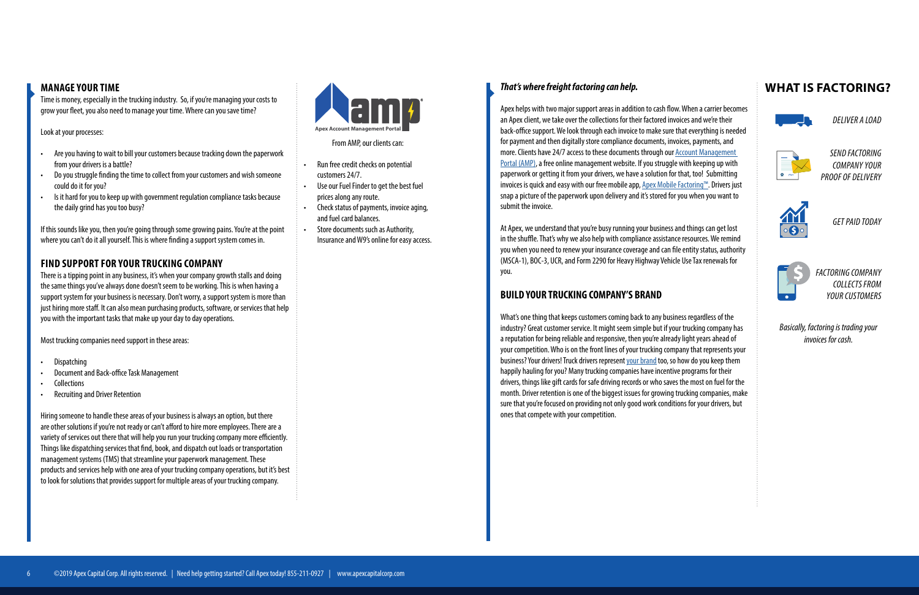## MANAGE YOUR TIME

Time is money, especially in the trucking industry. So, if you're managing your costs to grow your fleet, you also need to manage your time. Where can you save time?

Look at your processes:

- Are you having to wait to bill your customers because tracking down the paperwork from your drivers is a battle?
- Do you struggle finding the time to collect from your customers and wish someone could do it for you?
- Is it hard for you to keep up with government regulation compliance tasks because the daily grind has you too busy?

If this sounds like you, then you're going through some growing pains. You're at the point where you can't do it all yourself. This is where finding a support system comes in.

## FIND SUPPORT FOR YOUR TRUCKING COMPANY

There is a tipping point in any business, it's when your company growth stalls and doing the same things you've always done doesn't seem to be working. This is when having a support system for your business is necessary. Don't worry, a support system is more than just hiring more staff. It can also mean purchasing products, software, or services that help you with the important tasks that make up your day to day operations.

Most trucking companies need support in these areas:

- Dispatching
- Document and Back-office Task Management
- Collections
- Recruiting and Driver Retention

Hiring someone to handle these areas of your business is always an option, but there are other solutions if you're not ready or can't afford to hire more employees. There are a variety of services out there that will help you run your trucking company more efficiently. Things like dispatching services that find, book, and dispatch out loads or transportation management systems (TMS) that streamline your paperwork management. These products and services help with one area of your trucking company operations, but it's best to look for solutions that provides support for multiple areas of your trucking company.

amp
Apex Account Management Portal

From AMP, our clients can:

- Run free credit checks on potential customers 24/7.
- Use our Fuel Finder to get the best fuel prices along any route.
- Check status of payments, invoice aging, and fuel card balances.
- Store documents such as Authority, Insurance and W9's online for easy access.

### *That's where freight factoring can help.*

Apex helps with two major support areas in addition to cash flow. When a carrier becomes an Apex client, we take over the collections for their factored invoices and we're their back-office support. We look through each invoice to make sure that everything is needed for payment and then digitally store compliance documents, invoices, payments, and more. Clients have 24/7 access to these documents through our Account Management Portal (AMP), a free online management website. If you struggle with keeping up with paperwork or getting it from your drivers, we have a solution for that, too! Submitting invoices is quick and easy with our free mobile app, Apex Mobile Factoring™. Drivers just snap a picture of the paperwork upon delivery and it's stored for you when you want to submit the invoice.

At Apex, we understand that you're busy running your business and things can get lost in the shuffle. That's why we also help with compliance assistance resources. We remind you when you need to renew your insurance coverage and can file entity status, authority (MSCA-1), BOC-3, UCR, and Form 2290 for Heavy Highway Vehicle Use Tax renewals for you.

## BUILD YOUR TRUCKING COMPANY'S BRAND

What's one thing that keeps customers coming back to any business regardless of the industry? Great customer service. It might seem simple but if your trucking company has a reputation for being reliable and responsive, then you're already light years ahead of your competition. Who is on the front lines of your trucking company that represents your business? Your drivers! Truck drivers represent your brand too, so how do you keep them happily hauling for you? Many trucking companies have incentive programs for their drivers, things like gift cards for safe driving records or who saves the most on fuel for the month. Driver retention is one of the biggest issues for growing trucking companies, make sure that you're focused on providing not only good work conditions for your drivers, but ones that compete with your competition.

## WHAT IS FACTORING?

*DELIVER A LOAD*

*SEND FACTORING COMPANY YOUR PROOF OF DELIVERY*

*GET PAID TODAY*

*FACTORING COMPANY COLLECTS FROM YOUR CUSTOMERS*

*Basically, factoring is trading your invoices for cash.*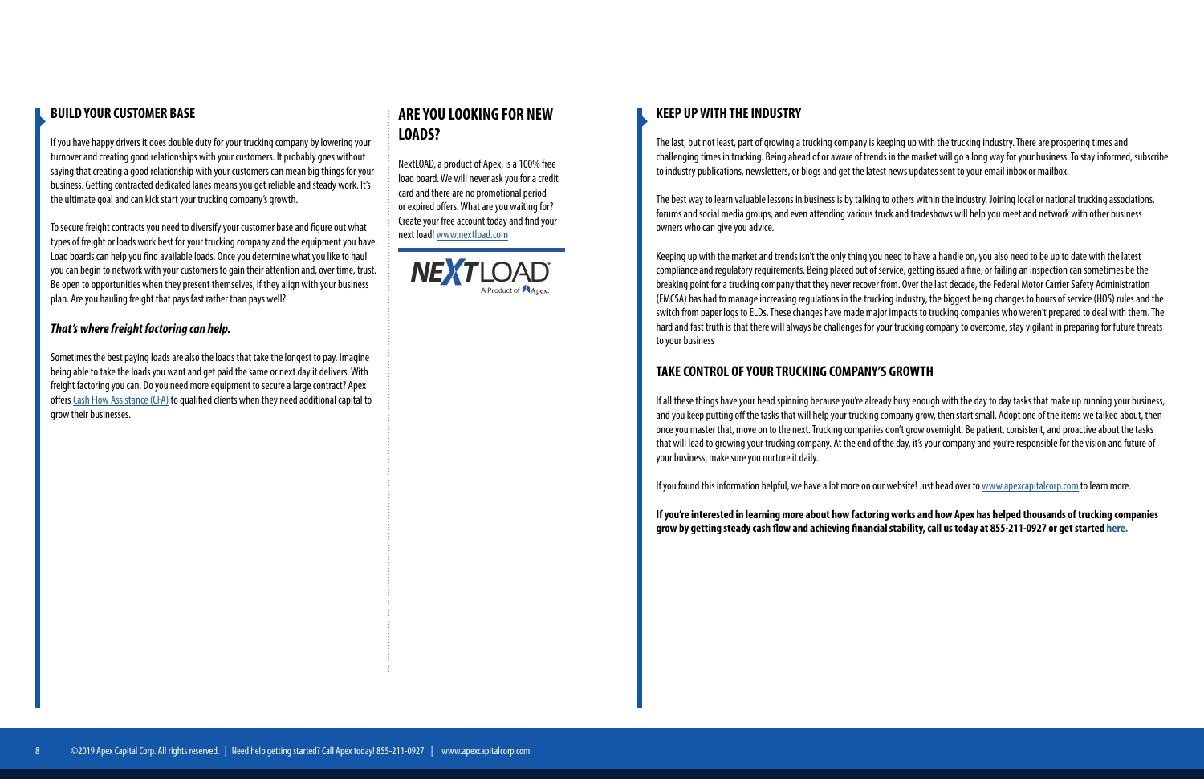## BUILD YOUR CUSTOMER BASE

If you have happy drivers it does double duty for your trucking company by lowering your turnover and creating good relationships with your customers. It probably goes without saying that creating a good relationship with your customers can mean big things for your business. Getting contracted dedicated lanes means you get reliable and steady work. It's the ultimate goal and can kick start your trucking company's growth.

To secure freight contracts you need to diversify your customer base and figure out what types of freight or loads work best for your trucking company and the equipment you have. Load boards can help you find available loads. Once you determine what you like to haul you can begin to network with your customers to gain their attention and, over time, trust. Be open to opportunities when they present themselves, if they align with your business plan. Are you hauling freight that pays fast rather than pays well?

### *That's where freight factoring can help.*

Sometimes the best paying loads are also the loads that take the longest to pay. Imagine being able to take the loads you want and get paid the same or next day it delivers. With freight factoring you can. Do you need more equipment to secure a large contract? Apex offers Cash Flow Assistance (CFA) to qualified clients when they need additional capital to grow their businesses.

## ARE YOU LOOKING FOR NEW LOADS?

NextLOAD, a product of Apex, is a 100% free load board. We will never ask you for a credit card and there are no promotional period or expired offers. What are you waiting for? Create your free account today and find your next load! www.nextload.com

NEXTLOAD A Product of Apex.

## KEEP UP WITH THE INDUSTRY

The last, but not least, part of growing a trucking company is keeping up with the trucking industry. There are prospering times and challenging times in trucking. Being ahead of or aware of trends in the market will go a long way for your business. To stay informed, subscribe to industry publications, newsletters, or blogs and get the latest news updates sent to your email inbox or mailbox.

The best way to learn valuable lessons in business is by talking to others within the industry. Joining local or national trucking associations, forums and social media groups, and even attending various truck and tradeshows will help you meet and network with other business owners who can give you advice.

Keeping up with the market and trends isn't the only thing you need to have a handle on, you also need to be up to date with the latest compliance and regulatory requirements. Being placed out of service, getting issued a fine, or failing an inspection can sometimes be the breaking point for a trucking company that they never recover from. Over the last decade, the Federal Motor Carrier Safety Administration (FMCSA) has had to manage increasing regulations in the trucking industry, the biggest being changes to hours of service (HOS) rules and the switch from paper logs to ELDs. These changes have made major impacts to trucking companies who weren't prepared to deal with them. The hard and fast truth is that there will always be challenges for your trucking company to overcome, stay vigilant in preparing for future threats to your business

## TAKE CONTROL OF YOUR TRUCKING COMPANY'S GROWTH

If all these things have your head spinning because you're already busy enough with the day to day tasks that make up running your business, and you keep putting off the tasks that will help your trucking company grow, then start small. Adopt one of the items we talked about, then once you master that, move on to the next. Trucking companies don't grow overnight. Be patient, consistent, and proactive about the tasks that will lead to growing your trucking company. At the end of the day, it's your company and you're responsible for the vision and future of your business, make sure you nurture it daily.

If you found this information helpful, we have a lot more on our website! Just head over to www.apexcapitalcorp.com to learn more.

**If you're interested in learning more about how factoring works and how Apex has helped thousands of trucking companies grow by getting steady cash flow and achieving financial stability, call us today at 855-211-0927 or get started here.**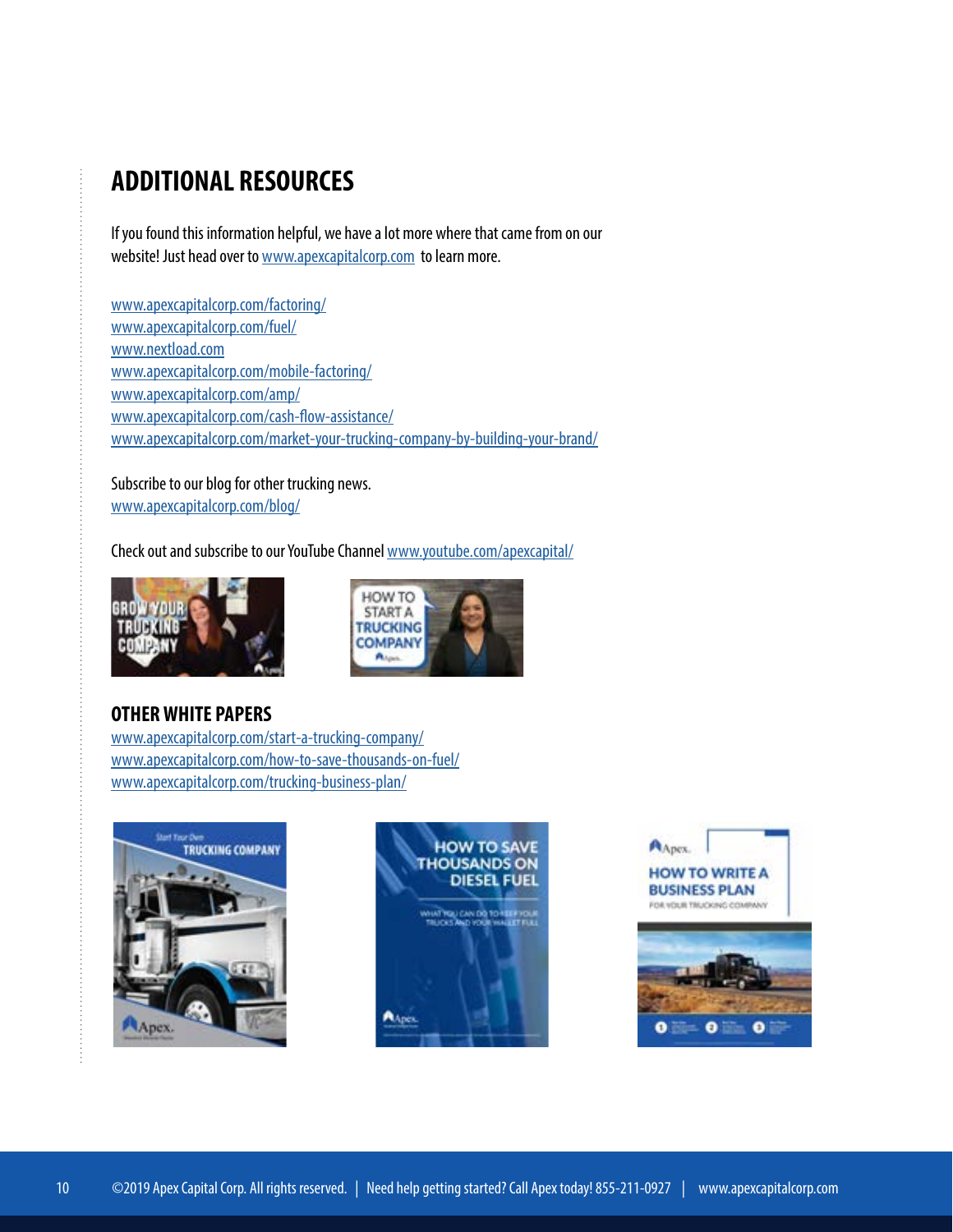## ADDITIONAL RESOURCES

If you found this information helpful, we have a lot more where that came from on our website! Just head over to www.apexcapitalcorp.com to learn more.

www.apexcapitalcorp.com/factoring/
www.apexcapitalcorp.com/fuel/
www.nextload.com
www.apexcapitalcorp.com/mobile-factoring/
www.apexcapitalcorp.com/amp/
www.apexcapitalcorp.com/cash-flow-assistance/
www.apexcapitalcorp.com/market-your-trucking-company-by-building-your-brand/

Subscribe to our blog for other trucking news.
www.apexcapitalcorp.com/blog/

Check out and subscribe to our YouTube Channel www.youtube.com/apexcapital/

## OTHER WHITE PAPERS

www.apexcapitalcorp.com/start-a-trucking-company/
www.apexcapitalcorp.com/how-to-save-thousands-on-fuel/
www.apexcapitalcorp.com/trucking-business-plan/

©2019 Apex Capital Corp. All rights reserved. | Need help getting started? Call Apex today! 855-211-0927 | www.apexcapitalcorp.com